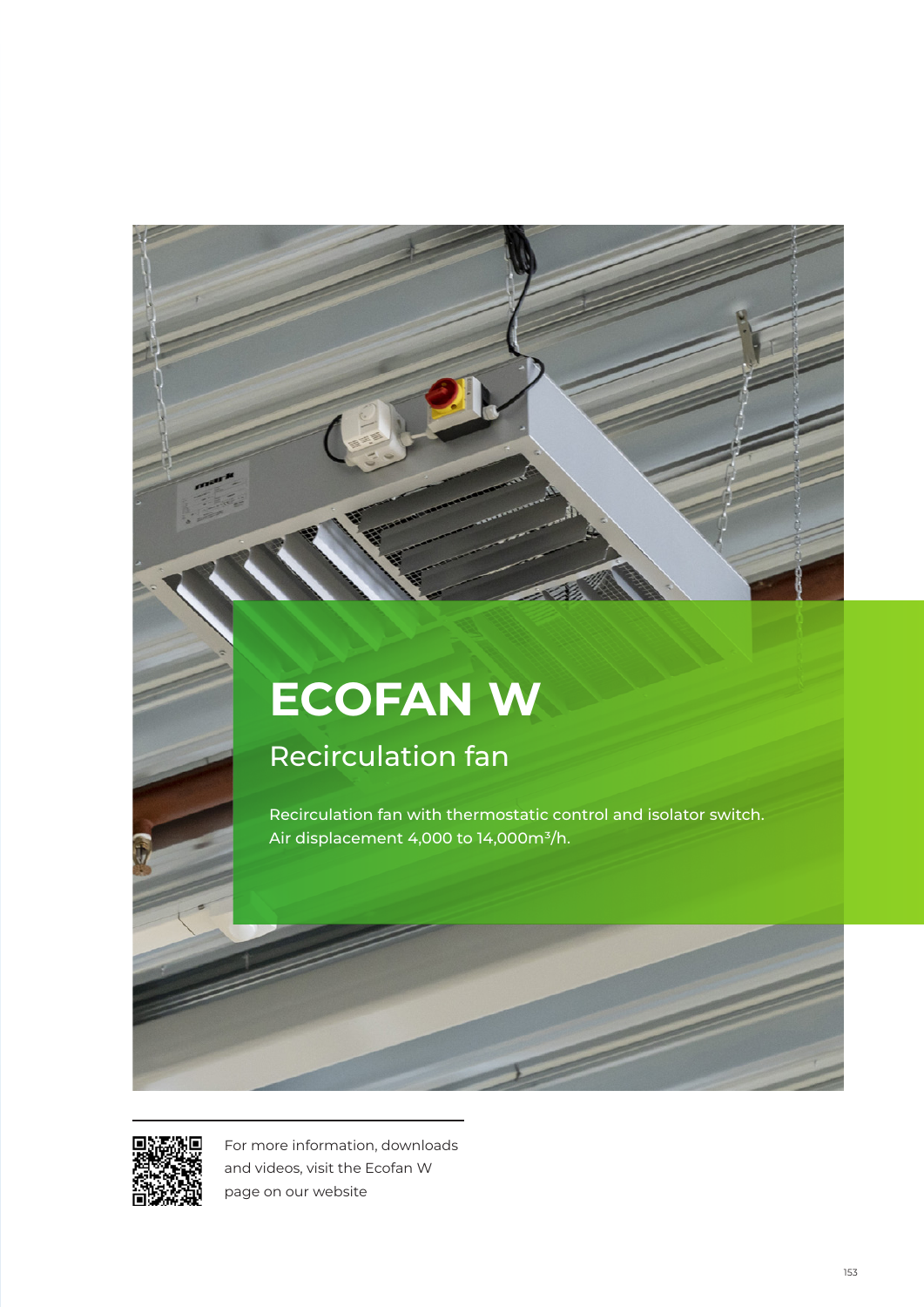# ECOFAN W

## Recirculation fan

Recirculation fan with thermostatic control and isolator switch.
Air displacement 4,000 to 14,000m$^3$/h.

For more information, downloads and videos, visit the Ecofan W page on our website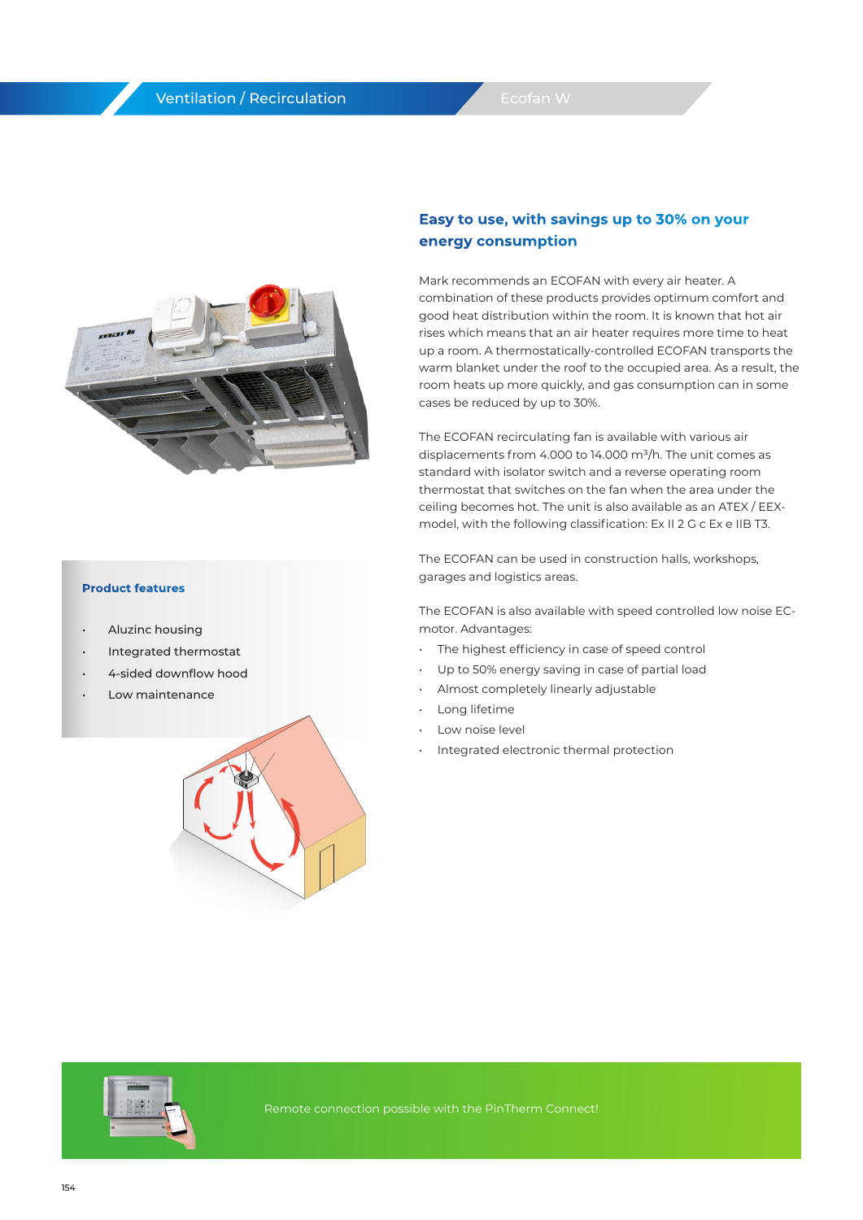## Easy to use, with savings up to 30% on your energy consumption

Mark recommends an ECOFAN with every air heater. A combination of these products provides optimum comfort and good heat distribution within the room. It is known that hot air rises which means that an air heater requires more time to heat up a room. A thermostatically-controlled ECOFAN transports the warm blanket under the roof to the occupied area. As a result, the room heats up more quickly, and gas consumption can in some cases be reduced by up to 30%.

The ECOFAN recirculating fan is available with various air displacements from 4.000 to 14.000 m³/h. The unit comes as standard with isolator switch and a reverse operating room thermostat that switches on the fan when the area under the ceiling becomes hot. The unit is also available as an ATEX / EEX-model, with the following classification: Ex II 2 G c Ex e IIB T3.

The ECOFAN can be used in construction halls, workshops, garages and logistics areas.

The ECOFAN is also available with speed controlled low noise EC-motor. Advantages:

- The highest efficiency in case of speed control
- Up to 50% energy saving in case of partial load
- Almost completely linearly adjustable
- Long lifetime
- Low noise level
- Integrated electronic thermal protection

### Product features

- Aluzinc housing
- Integrated thermostat
- 4-sided downflow hood
- Low maintenance

Remote connection possible with the PinTherm Connect!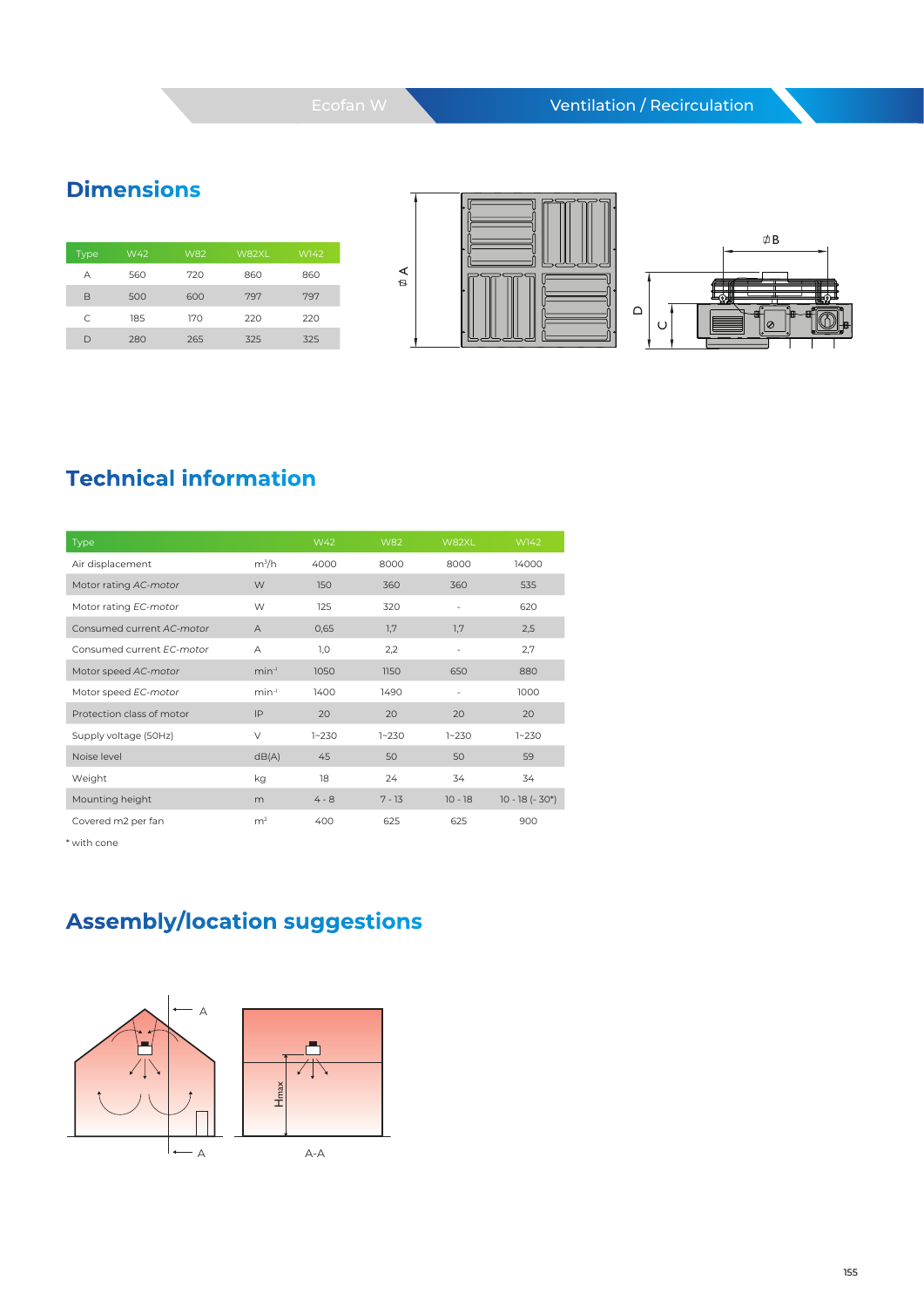## Dimensions

| Type | W42 | W82 | W82XL | W142 |
|---|---|---|---|---|
| A | 560 | 720 | 860 | 860 |
| B | 500 | 600 | 797 | 797 |
| C | 185 | 170 | 220 | 220 |
| D | 280 | 265 | 325 | 325 |

## Technical information

| Type | | W42 | W82 | W82XL | W142 |
|---|---|---|---|---|---|
| Air displacement | $m^3/h$ | 4000 | 8000 | 8000 | 14000 |
| Motor rating *AC-motor* | W | 150 | 360 | 360 | 535 |
| Motor rating *EC-motor* | W | 125 | 320 | - | 620 |
| Consumed current *AC-motor* | A | 0,65 | 1,7 | 1,7 | 2,5 |
| Consumed current *EC-motor* | A | 1,0 | 2,2 | - | 2,7 |
| Motor speed *AC-motor* | $min^{-1}$ | 1050 | 1150 | 650 | 880 |
| Motor speed *EC-motor* | $min^{-1}$ | 1400 | 1490 | - | 1000 |
| Protection class of motor | IP | 20 | 20 | 20 | 20 |
| Supply voltage (50Hz) | V | 1~230 | 1~230 | 1~230 | 1~230 |
| Noise level | dB(A) | 45 | 50 | 50 | 59 |
| Weight | kg | 18 | 24 | 34 | 34 |
| Mounting height | m | 4 - 8 | 7 - 13 | 10 - 18 | 10 - 18 (- 30*) |
| Covered m2 per fan | $m^2$ | 400 | 625 | 625 | 900 |

\* with cone

## Assembly/location suggestions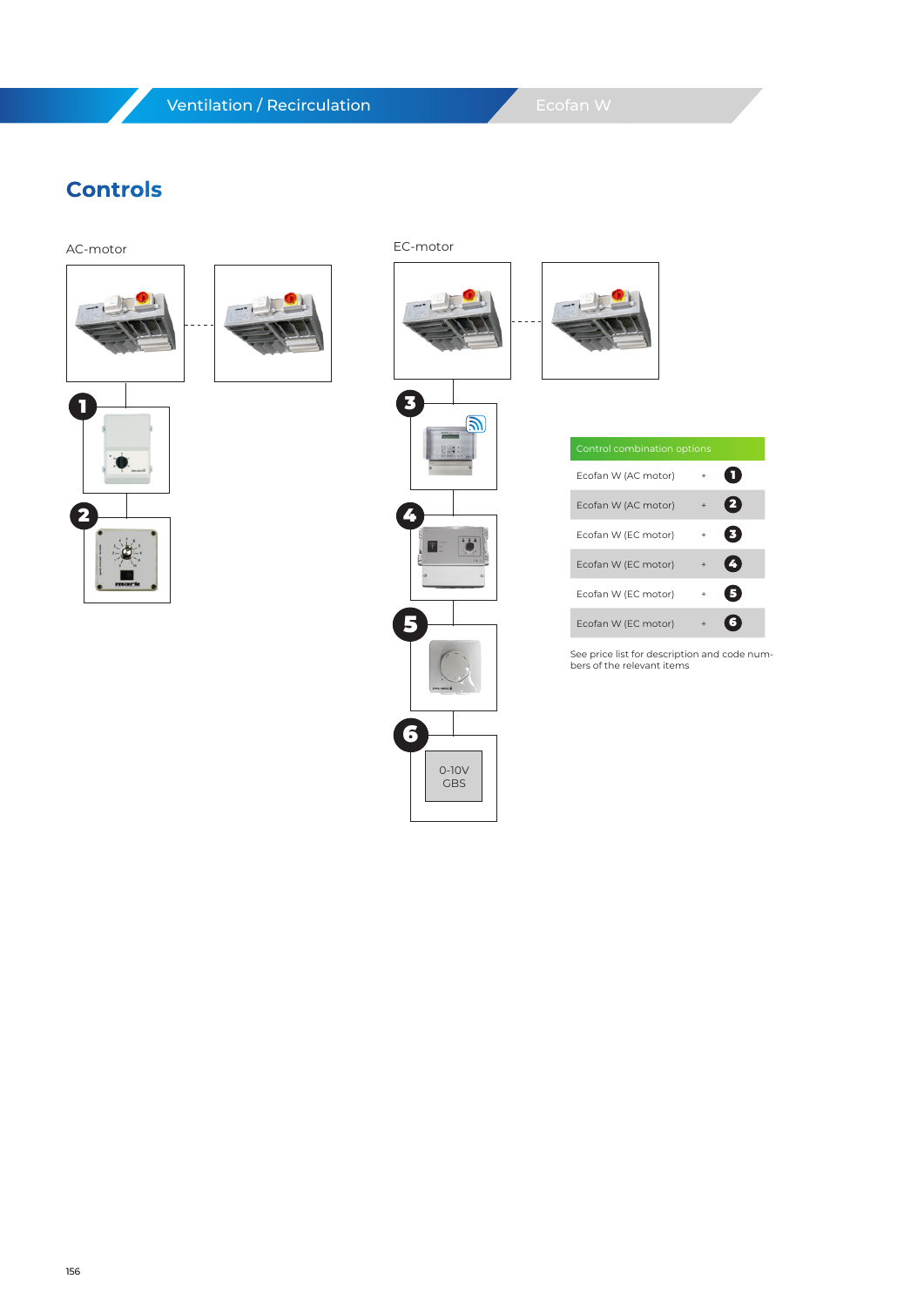## Controls

AC-motor

EC-motor

0-10V
GBS

| Control combination options | | |
|---|---|---|
| Ecofan W (AC motor) | + | 1 |
| Ecofan W (AC motor) | + | 2 |
| Ecofan W (EC motor) | + | 3 |
| Ecofan W (EC motor) | + | 4 |
| Ecofan W (EC motor) | + | 5 |
| Ecofan W (EC motor) | + | 6 |

See price list for description and code numbers of the relevant items